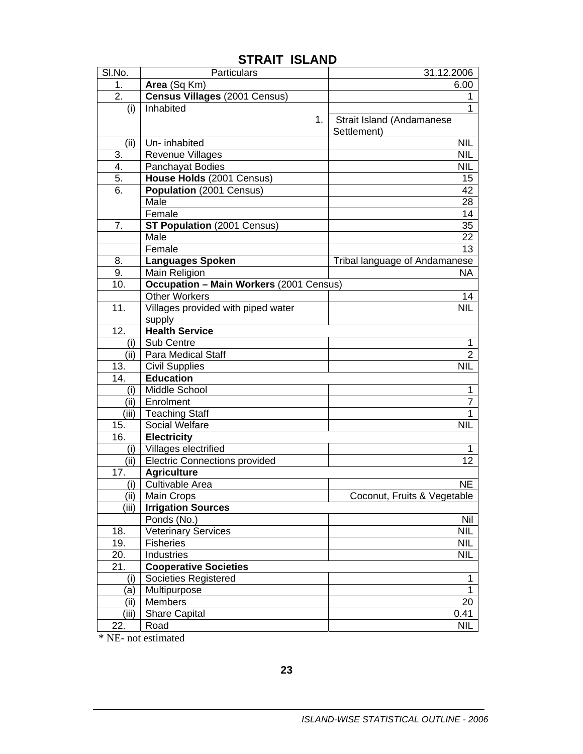# STRAIT ISLAND

| Sl.No. | Particulars | 31.12.2006 |
|---|---|---|
| 1. | **Area** (Sq Km) | 6.00 |
| 2. | **Census Villages** (2001 Census) | 1 |
| (i) | Inhabited | 1 |
| | 1. | Strait Island (Andamanese Settlement) |
| (ii) | Un- inhabited | NIL |
| 3. | Revenue Villages | NIL |
| 4. | Panchayat Bodies | NIL |
| 5. | **House Holds** (2001 Census) | 15 |
| 6. | **Population** (2001 Census) | 42 |
| | Male | 28 |
| | Female | 14 |
| 7. | **ST Population** (2001 Census) | 35 |
| | Male | 22 |
| | Female | 13 |
| 8. | **Languages Spoken** | Tribal language of Andamanese |
| 9. | Main Religion | NA |
| 10. | **Occupation – Main Workers** (2001 Census) | |
| | Other Workers | 14 |
| 11. | Villages provided with piped water supply | NIL |
| 12. | **Health Service** | |
| (i) | Sub Centre | 1 |
| (ii) | Para Medical Staff | 2 |
| 13. | Civil Supplies | NIL |
| 14. | **Education** | |
| (i) | Middle School | 1 |
| (ii) | Enrolment | 7 |
| (iii) | Teaching Staff | 1 |
| 15. | Social Welfare | NIL |
| 16. | **Electricity** | |
| (i) | Villages electrified | 1 |
| (ii) | Electric Connections provided | 12 |
| 17. | **Agriculture** | |
| (i) | Cultivable Area | NE |
| (ii) | Main Crops | Coconut, Fruits & Vegetable |
| (iii) | **Irrigation Sources** | |
| | Ponds (No.) | Nil |
| 18. | Veterinary Services | NIL |
| 19. | Fisheries | NIL |
| 20. | Industries | NIL |
| 21. | **Cooperative Societies** | |
| (i) | Societies Registered | 1 |
| (a) | Multipurpose | 1 |
| (ii) | Members | 20 |
| (iii) | Share Capital | 0.41 |
| 22. | Road | NIL |

* NE- not estimated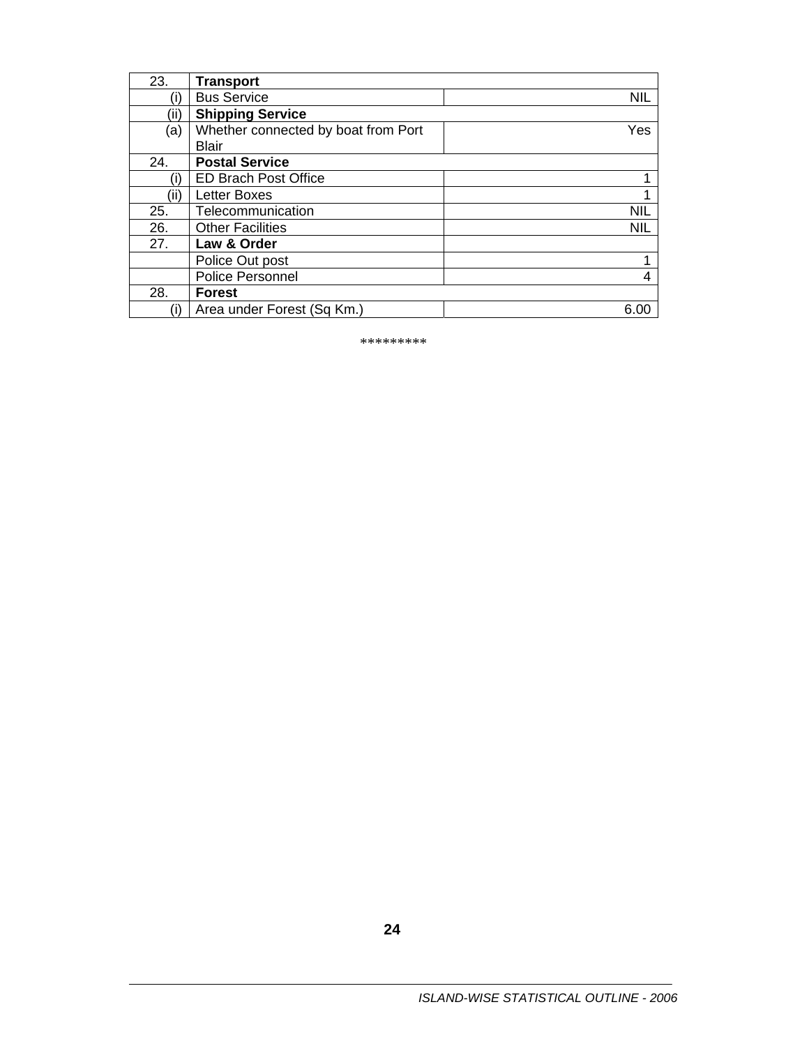| | | |
|---|---|---|
| 23. | **Transport** | |
| (i) | Bus Service | NIL |
| (ii) | **Shipping Service** | |
| (a) | Whether connected by boat from Port Blair | Yes |
| 24. | **Postal Service** | |
| (i) | ED Brach Post Office | 1 |
| (ii) | Letter Boxes | 1 |
| 25. | Telecommunication | NIL |
| 26. | Other Facilities | NIL |
| 27. | **Law & Order** | |
| | Police Out post | 1 |
| | Police Personnel | 4 |
| 28. | **Forest** | |
| (i) | Area under Forest (Sq Km.) | 6.00 |

*********